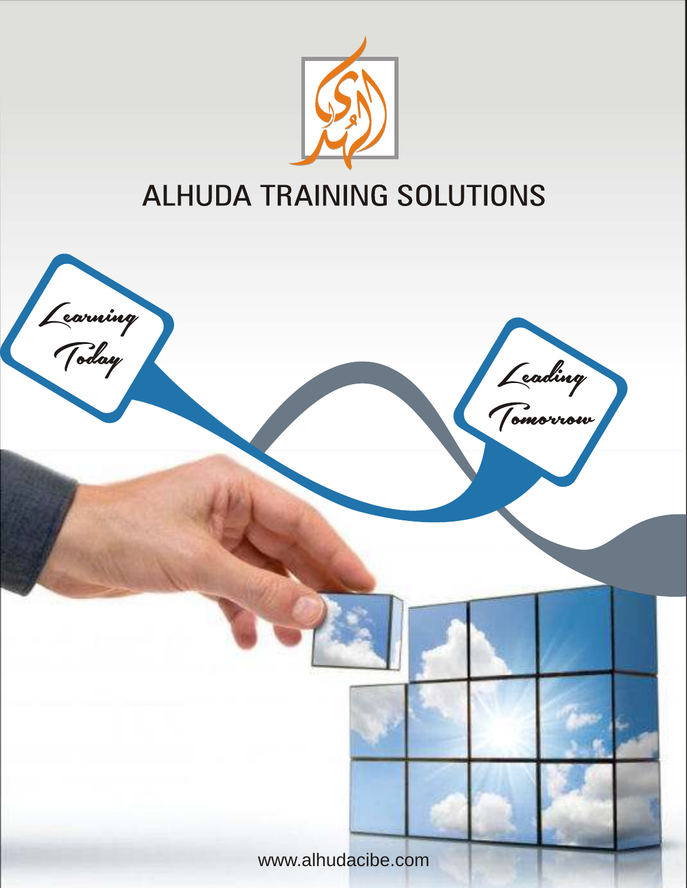# ALHUDA TRAINING SOLUTIONS

*Learning Today*

*Leading Tomorrow*

www.alhudacibe.com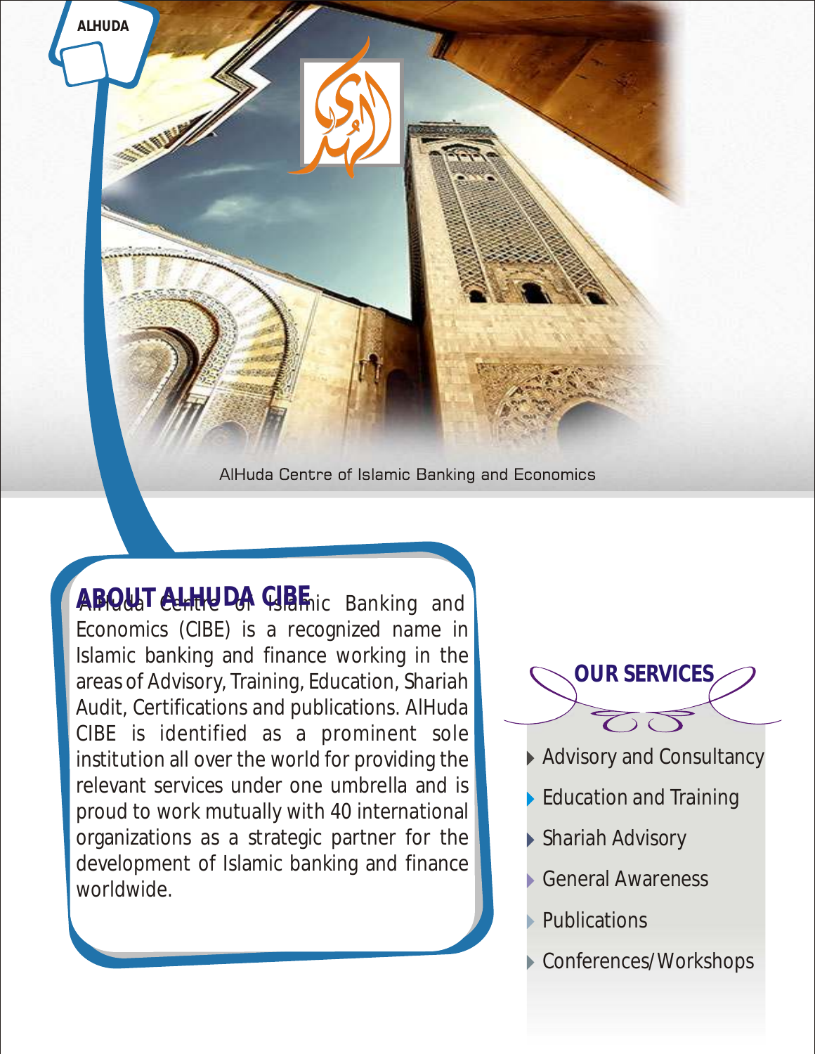AlHuda Centre of Islamic Banking and Economics

## ABOUT ALHUDA CIBE

AlHuda Centre of Islamic Banking and Economics (CIBE) is a recognized name in Islamic banking and finance working in the areas of Advisory, Training, Education, Shariah Audit, Certifications and publications. AlHuda CIBE is identified as a prominent sole institution all over the world for providing the relevant services under one umbrella and is proud to work mutually with 40 international organizations as a strategic partner for the development of Islamic banking and finance worldwide.

## OUR SERVICES

- Advisory and Consultancy
- Education and Training
- Shariah Advisory
- General Awareness
- Publications
- Conferences/Workshops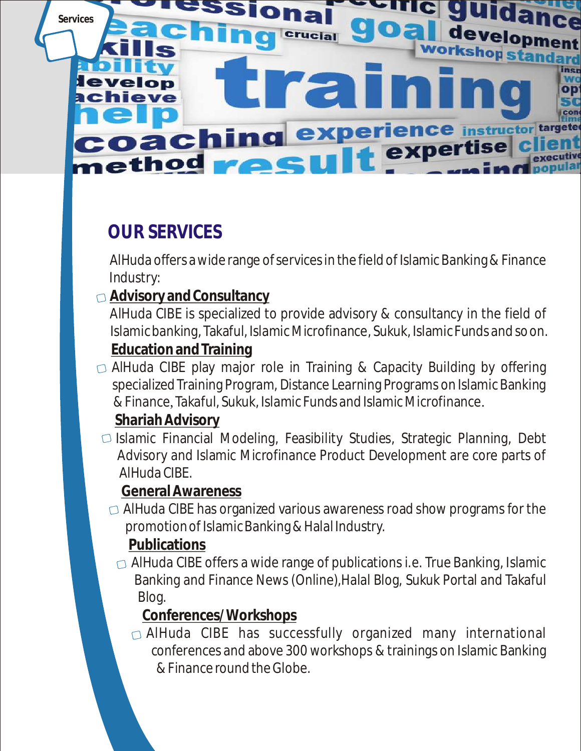## OUR SERVICES

AlHuda offers a wide range of services in the field of Islamic Banking & Finance Industry:

- **Advisory and Consultancy**

  AlHuda CIBE is specialized to provide advisory & consultancy in the field of Islamic banking, Takaful, Islamic Microfinance, Sukuk, Islamic Funds and so on.

- **Education and Training**

  AlHuda CIBE play major role in Training & Capacity Building by offering specialized Training Program, Distance Learning Programs on Islamic Banking & Finance, Takaful, Sukuk, Islamic Funds and Islamic Microfinance.

- **Shariah Advisory**

  Islamic Financial Modeling, Feasibility Studies, Strategic Planning, Debt Advisory and Islamic Microfinance Product Development are core parts of AlHuda CIBE.

- **General Awareness**

  AlHuda CIBE has organized various awareness road show programs for the promotion of Islamic Banking & Halal Industry.

- **Publications**

  AlHuda CIBE offers a wide range of publications i.e. True Banking, Islamic Banking and Finance News (Online), Halal Blog, Sukuk Portal and Takaful Blog.

- **Conferences/Workshops**

  AlHuda CIBE has successfully organized many international conferences and above 300 workshops & trainings on Islamic Banking & Finance round the Globe.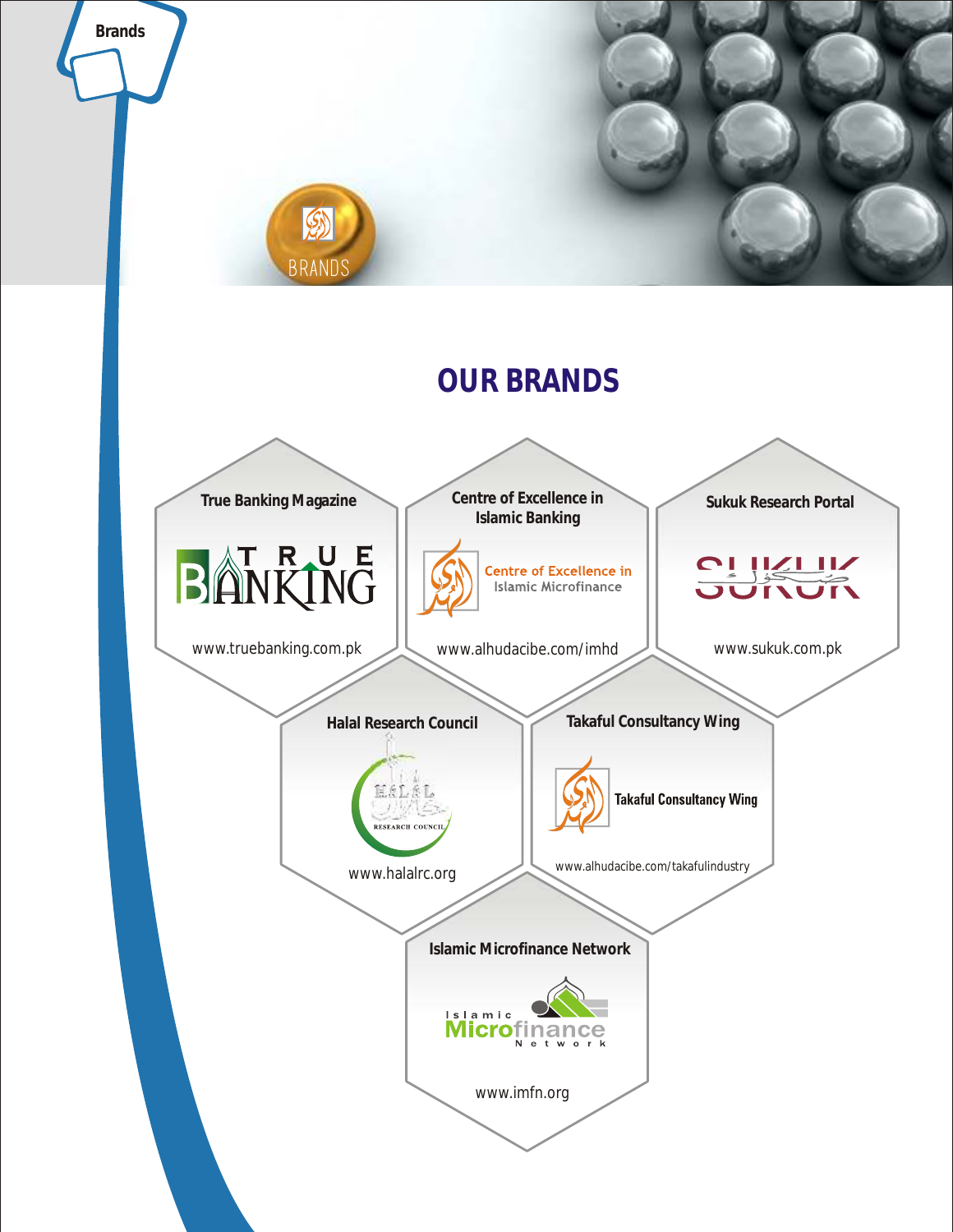# OUR BRANDS

### True Banking Magazine

TRUE BANKING

www.truebanking.com.pk

### Centre of Excellence in Islamic Banking

Centre of Excellence in Islamic Microfinance

www.alhudacibe.com/imhd

### Sukuk Research Portal

SUKUK

www.sukuk.com.pk

### Halal Research Council

HALAL RESEARCH COUNCIL

www.halalrc.org

### Takaful Consultancy Wing

Takaful Consultancy Wing

www.alhudacibe.com/takafulindustry

### Islamic Microfinance Network

Islamic Microfinance Network

www.imfn.org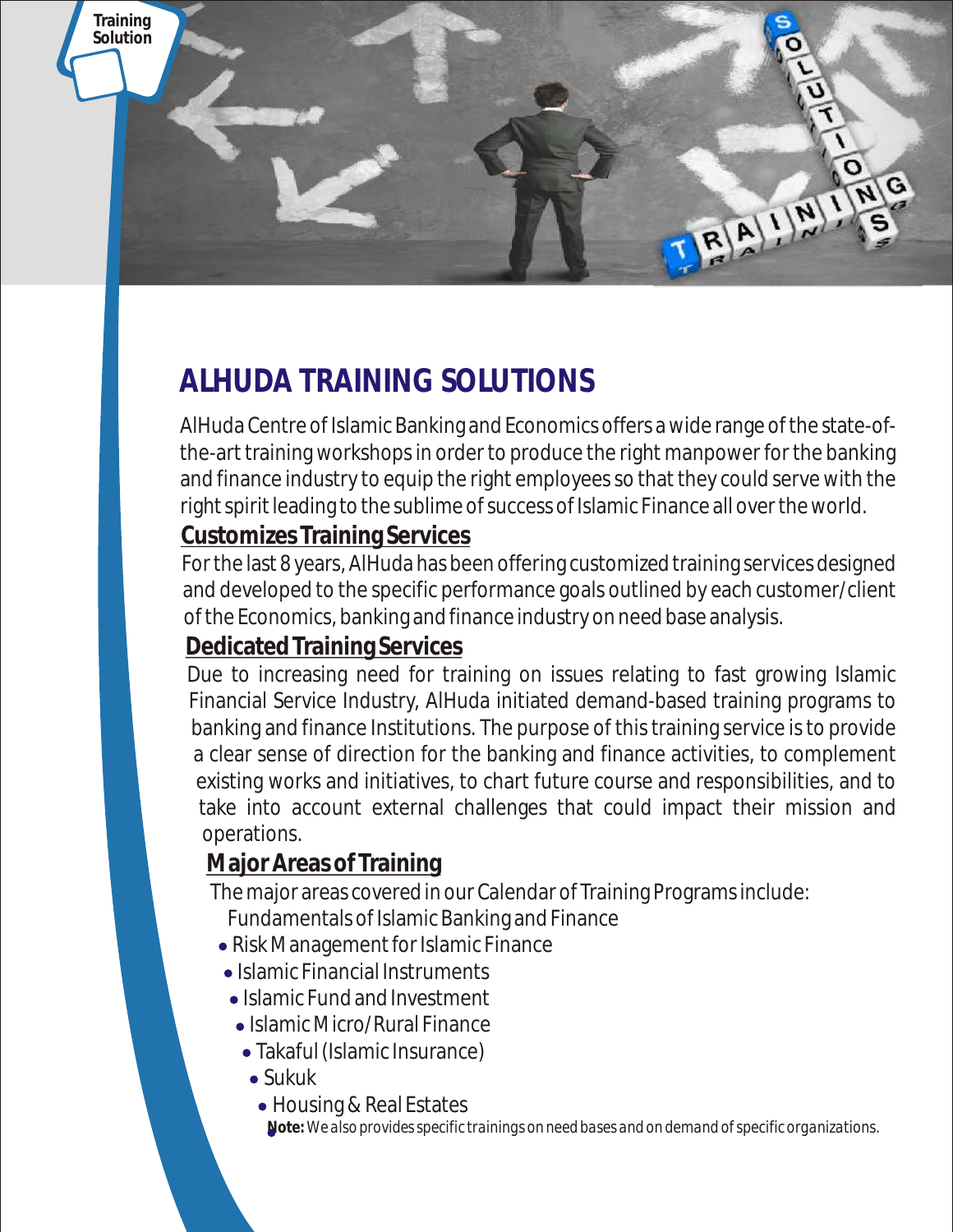# ALHUDA TRAINING SOLUTIONS

AlHuda Centre of Islamic Banking and Economics offers a wide range of the state-of-the-art training workshops in order to produce the right manpower for the banking and finance industry to equip the right employees so that they could serve with the right spirit leading to the sublime of success of Islamic Finance all over the world.

## Customizes Training Services

For the last 8 years, AlHuda has been offering customized training services designed and developed to the specific performance goals outlined by each customer/client of the Economics, banking and finance industry on need base analysis.

## Dedicated Training Services

Due to increasing need for training on issues relating to fast growing Islamic Financial Service Industry, AlHuda initiated demand-based training programs to banking and finance Institutions. The purpose of this training service is to provide a clear sense of direction for the banking and finance activities, to complement existing works and initiatives, to chart future course and responsibilities, and to take into account external challenges that could impact their mission and operations.

## Major Areas of Training

The major areas covered in our Calendar of Training Programs include:

- Fundamentals of Islamic Banking and Finance
- Risk Management for Islamic Finance
- Islamic Financial Instruments
- Islamic Fund and Investment
- Islamic Micro/Rural Finance
- Takaful (Islamic Insurance)
- Sukuk
- Housing & Real Estates

**Note:** *We also provides specific trainings on need bases and on demand of specific organizations.*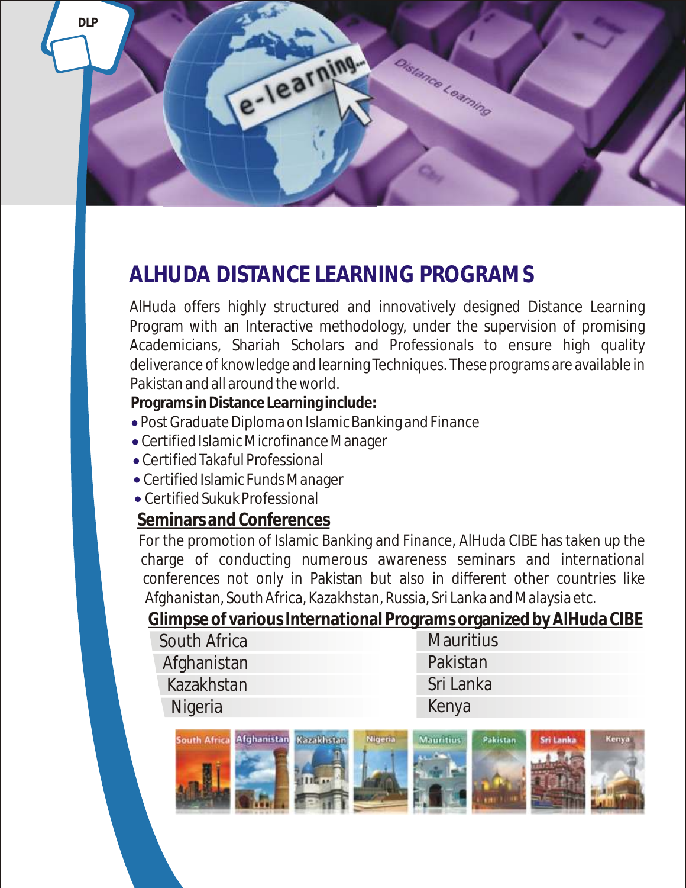## ALHUDA DISTANCE LEARNING PROGRAMS

AlHuda offers highly structured and innovatively designed Distance Learning Program with an Interactive methodology, under the supervision of promising Academicians, Shariah Scholars and Professionals to ensure high quality deliverance of knowledge and learning Techniques. These programs are available in Pakistan and all around the world.

**Programs in Distance Learning include:**

- Post Graduate Diploma on Islamic Banking and Finance
- Certified Islamic Microfinance Manager
- Certified Takaful Professional
- Certified Islamic Funds Manager
- Certified Sukuk Professional

### Seminars and Conferences

For the promotion of Islamic Banking and Finance, AlHuda CIBE has taken up the charge of conducting numerous awareness seminars and international conferences not only in Pakistan but also in different other countries like Afghanistan, South Africa, Kazakhstan, Russia, Sri Lanka and Malaysia etc.

### Glimpse of various International Programs organized by AlHuda CIBE

| | |
|---|---|
| South Africa | Mauritius |
| Afghanistan | Pakistan |
| Kazakhstan | Sri Lanka |
| Nigeria | Kenya |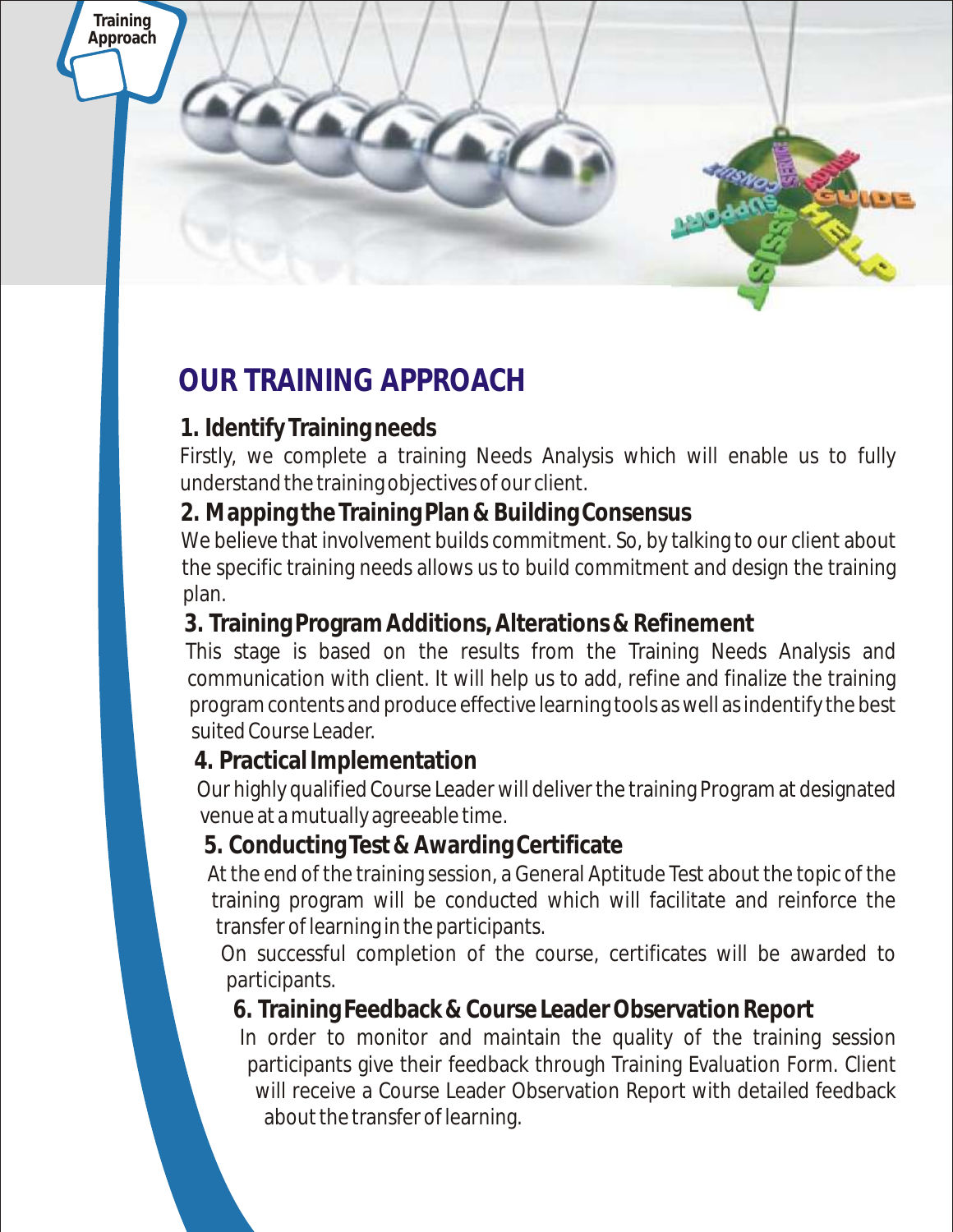# OUR TRAINING APPROACH

### 1. Identify Training needs

Firstly, we complete a training Needs Analysis which will enable us to fully understand the training objectives of our client.

### 2. Mapping the Training Plan & Building Consensus

We believe that involvement builds commitment. So, by talking to our client about the specific training needs allows us to build commitment and design the training plan.

### 3. Training Program Additions, Alterations & Refinement

This stage is based on the results from the Training Needs Analysis and communication with client. It will help us to add, refine and finalize the training program contents and produce effective learning tools as well as indentify the best suited Course Leader.

### 4. Practical Implementation

Our highly qualified Course Leader will deliver the training Program at designated venue at a mutually agreeable time.

### 5. Conducting Test & Awarding Certificate

At the end of the training session, a General Aptitude Test about the topic of the training program will be conducted which will facilitate and reinforce the transfer of learning in the participants.

On successful completion of the course, certificates will be awarded to participants.

### 6. Training Feedback & Course Leader Observation Report

In order to monitor and maintain the quality of the training session participants give their feedback through Training Evaluation Form. Client will receive a Course Leader Observation Report with detailed feedback about the transfer of learning.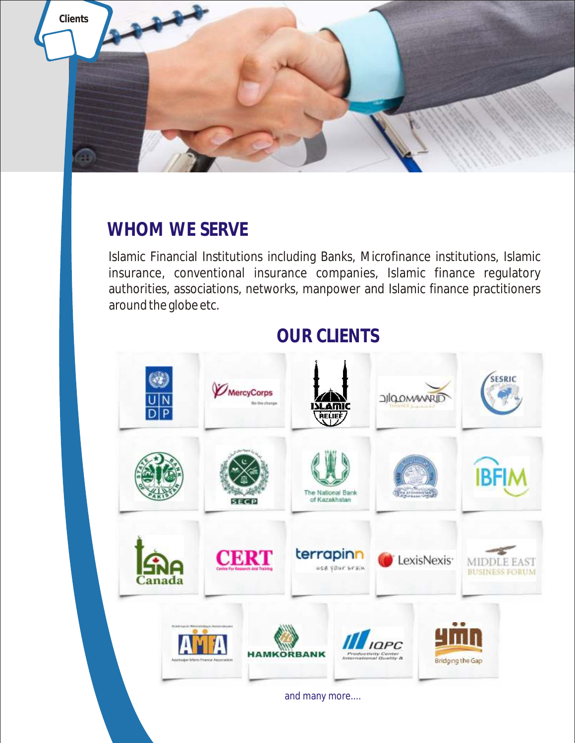Clients

## WHOM WE SERVE

Islamic Financial Institutions including Banks, Microfinance institutions, Islamic insurance, conventional insurance companies, Islamic finance regulatory authorities, associations, networks, manpower and Islamic finance practitioners around the globe etc.

## OUR CLIENTS

and many more....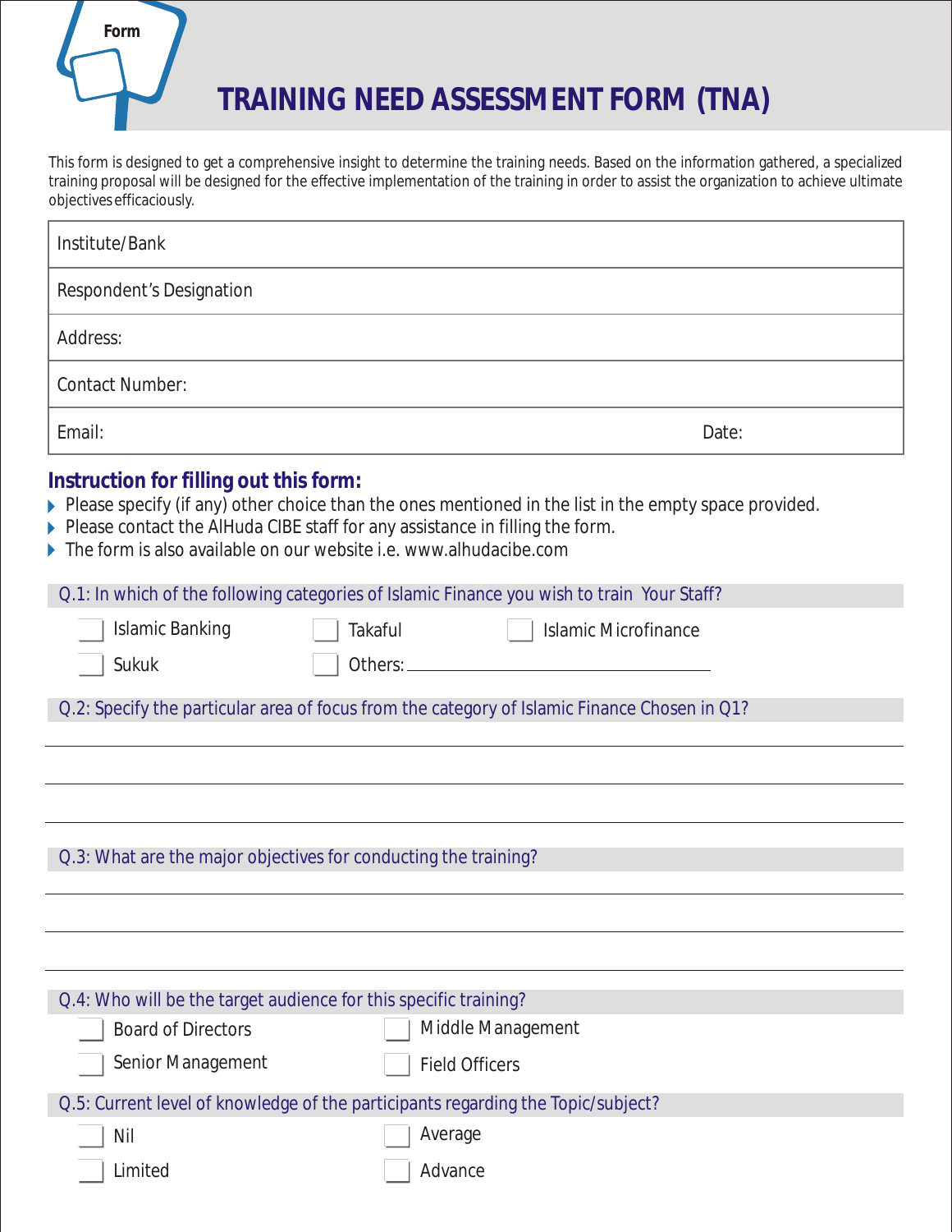Form

# TRAINING NEED ASSESSMENT FORM (TNA)

This form is designed to get a comprehensive insight to determine the training needs. Based on the information gathered, a specialized training proposal will be designed for the effective implementation of the training in order to assist the organization to achieve ultimate objectives efficaciously.

| Institute/Bank | |
|---|---|
| Respondent's Designation | |
| Address: | |
| Contact Number: | |
| Email: | Date: |

### Instruction for filling out this form:

- Please specify (if any) other choice than the ones mentioned in the list in the empty space provided.
- Please contact the AlHuda CIBE staff for any assistance in filling the form.
- The form is also available on our website i.e. www.alhudacibe.com

**Q.1: In which of the following categories of Islamic Finance you wish to train Your Staff?**

- [ ] Islamic Banking
- [ ] Takaful
- [ ] Islamic Microfinance
- [ ] Sukuk
- [ ] Others: ____________________

**Q.2: Specify the particular area of focus from the category of Islamic Finance Chosen in Q1?**

______________________________________________

______________________________________________

______________________________________________

**Q.3: What are the major objectives for conducting the training?**

______________________________________________

______________________________________________

______________________________________________

**Q.4: Who will be the target audience for this specific training?**

- [ ] Board of Directors
- [ ] Middle Management
- [ ] Senior Management
- [ ] Field Officers

**Q.5: Current level of knowledge of the participants regarding the Topic/subject?**

- [ ] Nil
- [ ] Average
- [ ] Limited
- [ ] Advance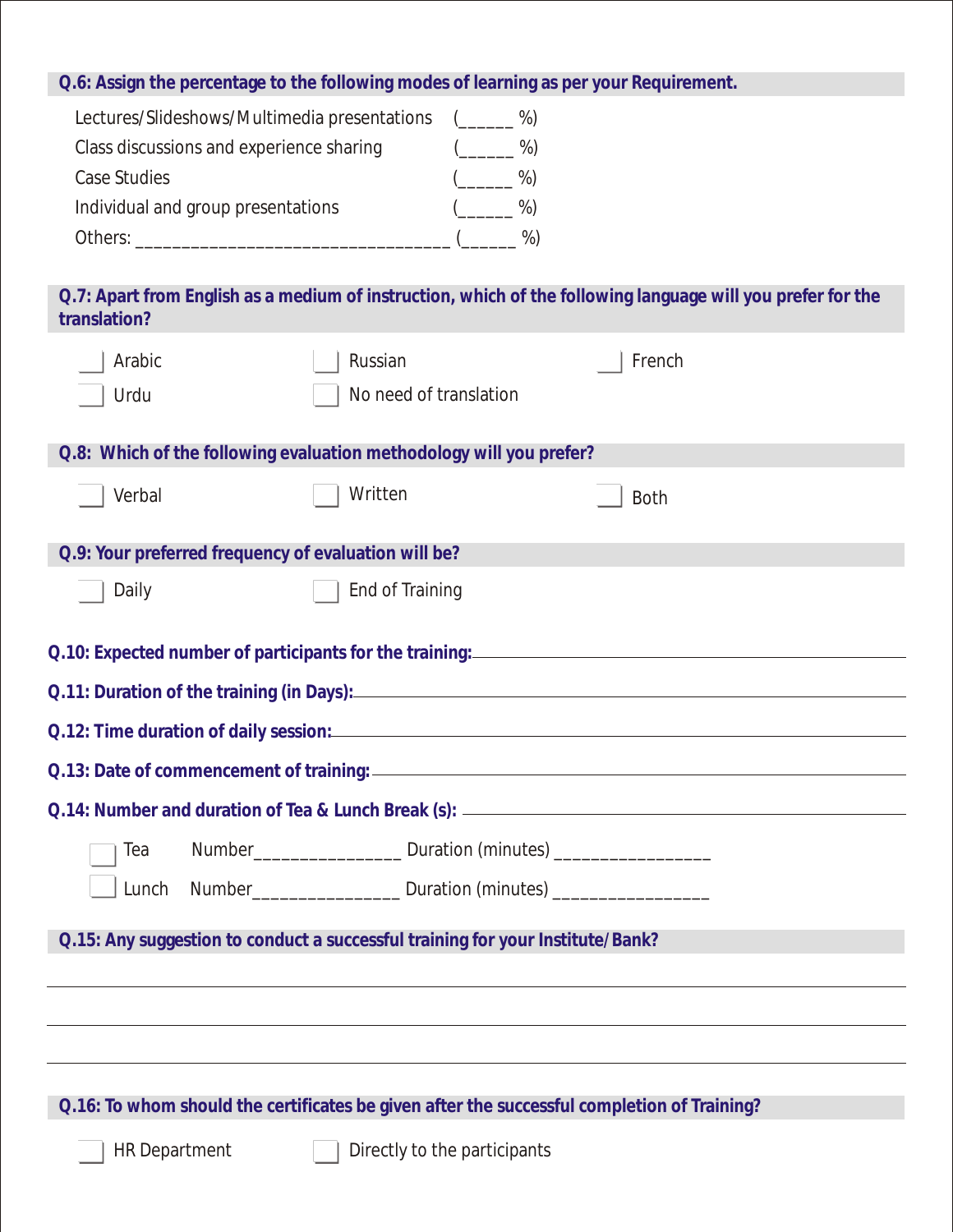**Q.6: Assign the percentage to the following modes of learning as per your Requirement.**

Lectures/Slideshows/Multimedia presentations (______ %)
Class discussions and experience sharing (______ %)
Case Studies (______ %)
Individual and group presentations (______ %)
Others: ________________________________ (______ %)

**Q.7: Apart from English as a medium of instruction, which of the following language will you prefer for the translation?**

- [ ] Arabic
- [ ] Russian
- [ ] French
- [ ] Urdu
- [ ] No need of translation

**Q.8: Which of the following evaluation methodology will you prefer?**

- [ ] Verbal
- [ ] Written
- [ ] Both

**Q.9: Your preferred frequency of evaluation will be?**

- [ ] Daily
- [ ] End of Training

**Q.10: Expected number of participants for the training:** ____________________

**Q.11: Duration of the training (in Days):** ____________________

**Q.12: Time duration of daily session:** ____________________

**Q.13: Date of commencement of training:** ____________________

**Q.14: Number and duration of Tea & Lunch Break (s):** ____________________

- [ ] Tea Number_______________ Duration (minutes) ________________
- [ ] Lunch Number_______________ Duration (minutes) ________________

**Q.15: Any suggestion to conduct a successful training for your Institute/Bank?**

____________________________________________________________

____________________________________________________________

____________________________________________________________

**Q.16: To whom should the certificates be given after the successful completion of Training?**

- [ ] HR Department
- [ ] Directly to the participants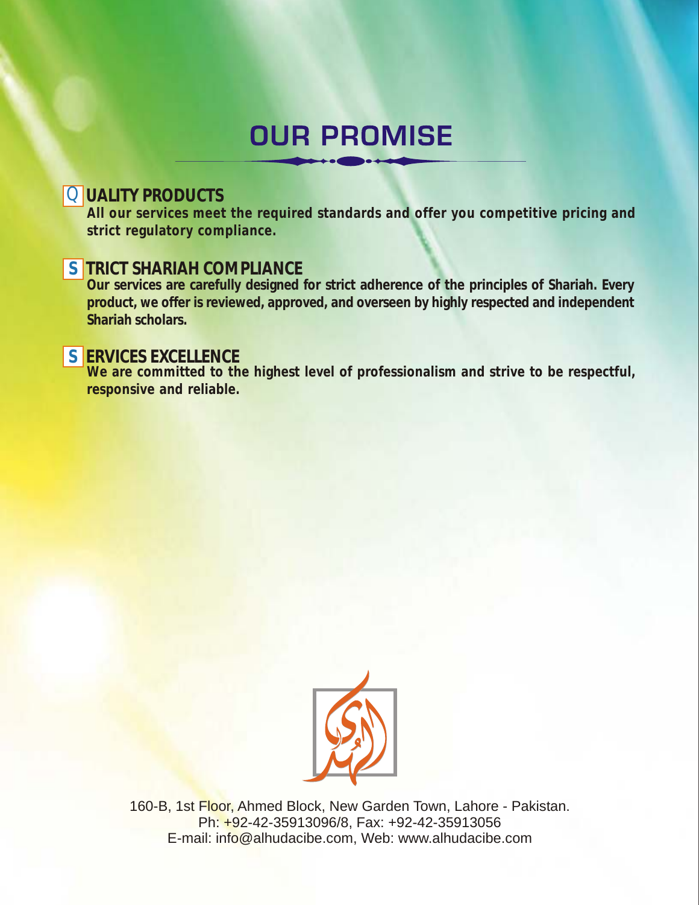# OUR PROMISE

### QUALITY PRODUCTS

**All our services meet the required standards and offer you competitive pricing and strict regulatory compliance.**

### STRICT SHARIAH COMPLIANCE

**Our services are carefully designed for strict adherence of the principles of Shariah. Every product, we offer is reviewed, approved, and overseen by highly respected and independent Shariah scholars.**

### SERVICES EXCELLENCE

**We are committed to the highest level of professionalism and strive to be respectful, responsive and reliable.**

160-B, 1st Floor, Ahmed Block, New Garden Town, Lahore - Pakistan.
Ph: +92-42-35913096/8, Fax: +92-42-35913056
E-mail: info@alhudacibe.com, Web: www.alhudacibe.com